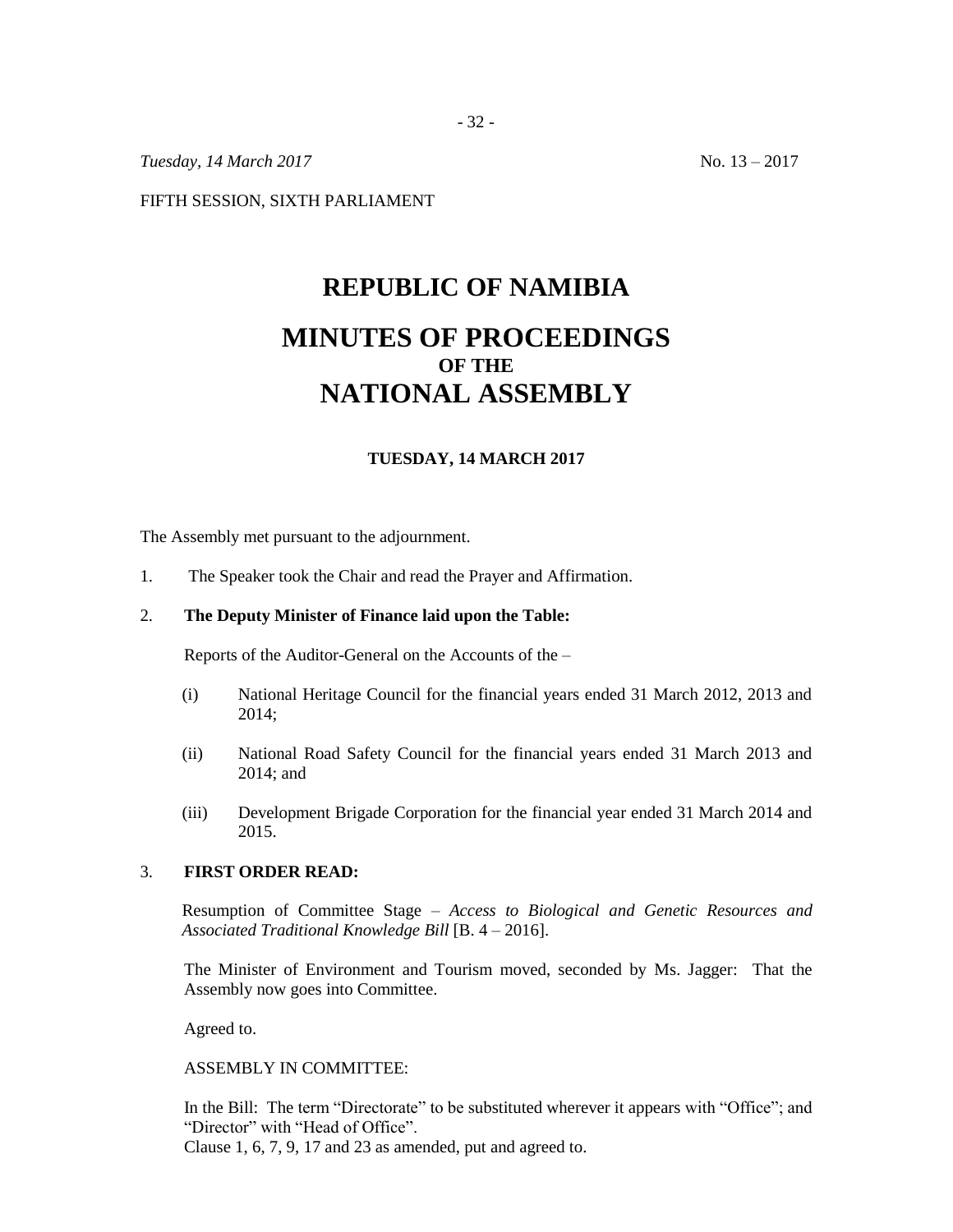*Tuesday, 14 March 2017* No. 13 – 2017

FIFTH SESSION, SIXTH PARLIAMENT

# REPUBLIC OF NAMIBIA

# MINUTES OF PROCEEDINGS
## OF THE
# NATIONAL ASSEMBLY

### TUESDAY, 14 MARCH 2017

The Assembly met pursuant to the adjournment.

1. The Speaker took the Chair and read the Prayer and Affirmation.

2. **The Deputy Minister of Finance laid upon the Table:**

   Reports of the Auditor-General on the Accounts of the –

   (i) National Heritage Council for the financial years ended 31 March 2012, 2013 and 2014;

   (ii) National Road Safety Council for the financial years ended 31 March 2013 and 2014; and

   (iii) Development Brigade Corporation for the financial year ended 31 March 2014 and 2015.

3. **FIRST ORDER READ:**

   Resumption of Committee Stage – *Access to Biological and Genetic Resources and Associated Traditional Knowledge Bill* [B. 4 – 2016].

   The Minister of Environment and Tourism moved, seconded by Ms. Jagger: That the Assembly now goes into Committee.

   Agreed to.

   ASSEMBLY IN COMMITTEE:

   In the Bill: The term "Directorate" to be substituted wherever it appears with "Office"; and "Director" with "Head of Office".
   Clause 1, 6, 7, 9, 17 and 23 as amended, put and agreed to.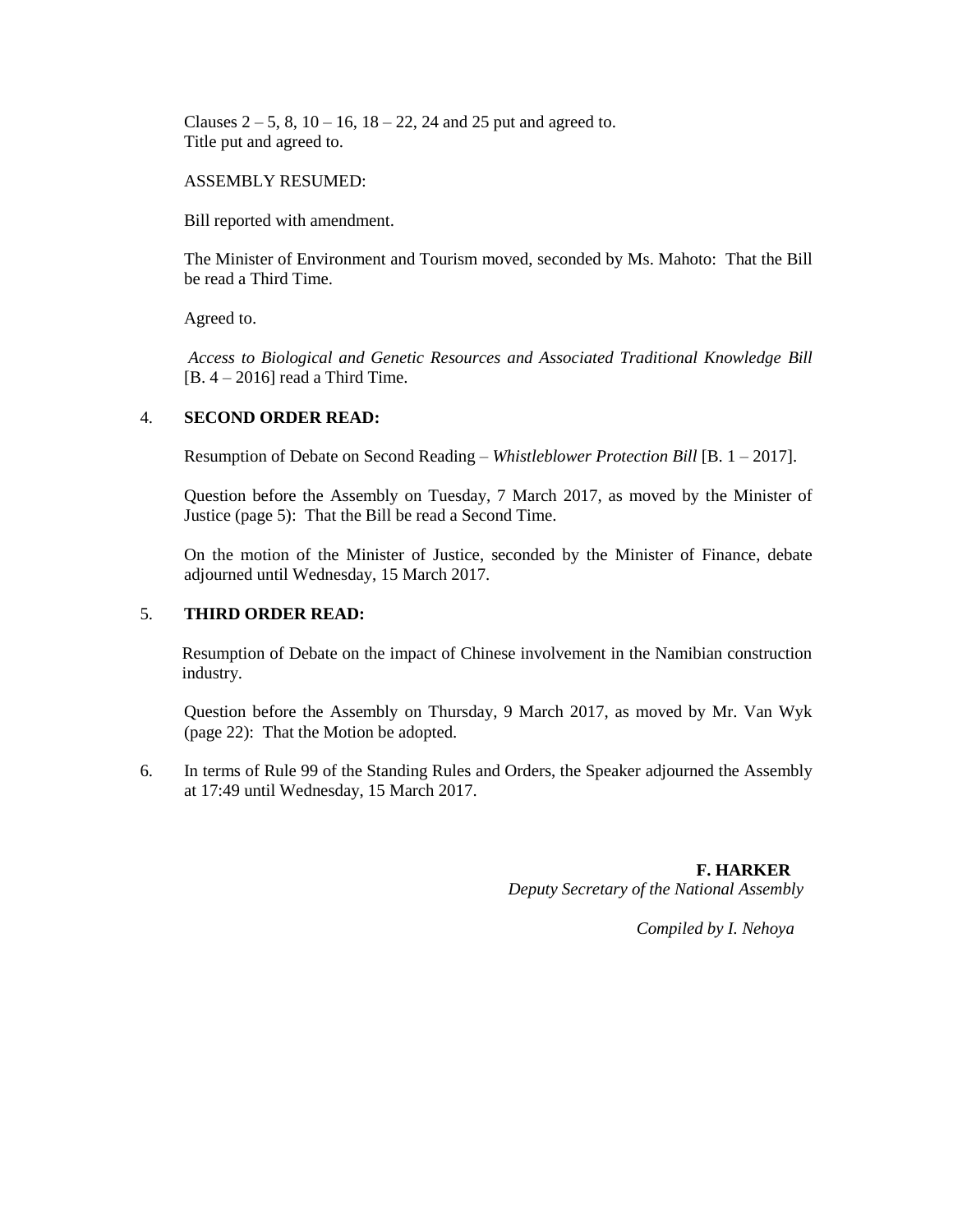Clauses 2 – 5, 8, 10 – 16, 18 – 22, 24 and 25 put and agreed to.
Title put and agreed to.

ASSEMBLY RESUMED:

Bill reported with amendment.

The Minister of Environment and Tourism moved, seconded by Ms. Mahoto: That the Bill be read a Third Time.

Agreed to.

*Access to Biological and Genetic Resources and Associated Traditional Knowledge Bill* [B. 4 – 2016] read a Third Time.

4. **SECOND ORDER READ:**

Resumption of Debate on Second Reading – *Whistleblower Protection Bill* [B. 1 – 2017].

Question before the Assembly on Tuesday, 7 March 2017, as moved by the Minister of Justice (page 5): That the Bill be read a Second Time.

On the motion of the Minister of Justice, seconded by the Minister of Finance, debate adjourned until Wednesday, 15 March 2017.

5. **THIRD ORDER READ:**

Resumption of Debate on the impact of Chinese involvement in the Namibian construction industry.

Question before the Assembly on Thursday, 9 March 2017, as moved by Mr. Van Wyk (page 22): That the Motion be adopted.

6. In terms of Rule 99 of the Standing Rules and Orders, the Speaker adjourned the Assembly at 17:49 until Wednesday, 15 March 2017.

**F. HARKER**
*Deputy Secretary of the National Assembly*

*Compiled by I. Nehoya*